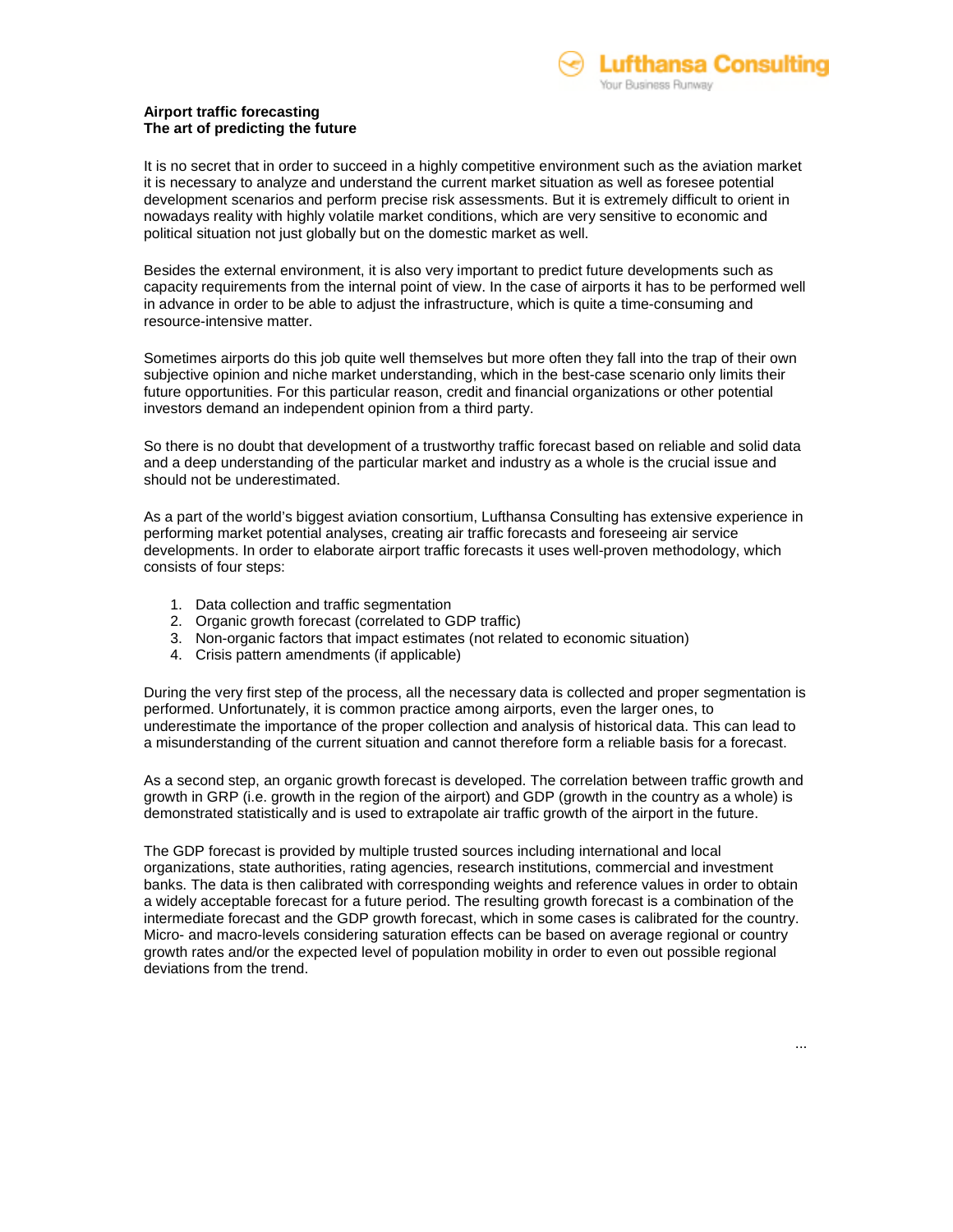**Airport traffic forecasting**
**The art of predicting the future**

It is no secret that in order to succeed in a highly competitive environment such as the aviation market it is necessary to analyze and understand the current market situation as well as foresee potential development scenarios and perform precise risk assessments. But it is extremely difficult to orient in nowadays reality with highly volatile market conditions, which are very sensitive to economic and political situation not just globally but on the domestic market as well.

Besides the external environment, it is also very important to predict future developments such as capacity requirements from the internal point of view. In the case of airports it has to be performed well in advance in order to be able to adjust the infrastructure, which is quite a time-consuming and resource-intensive matter.

Sometimes airports do this job quite well themselves but more often they fall into the trap of their own subjective opinion and niche market understanding, which in the best-case scenario only limits their future opportunities. For this particular reason, credit and financial organizations or other potential investors demand an independent opinion from a third party.

So there is no doubt that development of a trustworthy traffic forecast based on reliable and solid data and a deep understanding of the particular market and industry as a whole is the crucial issue and should not be underestimated.

As a part of the world's biggest aviation consortium, Lufthansa Consulting has extensive experience in performing market potential analyses, creating air traffic forecasts and foreseeing air service developments. In order to elaborate airport traffic forecasts it uses well-proven methodology, which consists of four steps:

1. Data collection and traffic segmentation
2. Organic growth forecast (correlated to GDP traffic)
3. Non-organic factors that impact estimates (not related to economic situation)
4. Crisis pattern amendments (if applicable)

During the very first step of the process, all the necessary data is collected and proper segmentation is performed. Unfortunately, it is common practice among airports, even the larger ones, to underestimate the importance of the proper collection and analysis of historical data. This can lead to a misunderstanding of the current situation and cannot therefore form a reliable basis for a forecast.

As a second step, an organic growth forecast is developed. The correlation between traffic growth and growth in GRP (i.e. growth in the region of the airport) and GDP (growth in the country as a whole) is demonstrated statistically and is used to extrapolate air traffic growth of the airport in the future.

The GDP forecast is provided by multiple trusted sources including international and local organizations, state authorities, rating agencies, research institutions, commercial and investment banks. The data is then calibrated with corresponding weights and reference values in order to obtain a widely acceptable forecast for a future period. The resulting growth forecast is a combination of the intermediate forecast and the GDP growth forecast, which in some cases is calibrated for the country. Micro- and macro-levels considering saturation effects can be based on average regional or country growth rates and/or the expected level of population mobility in order to even out possible regional deviations from the trend.

...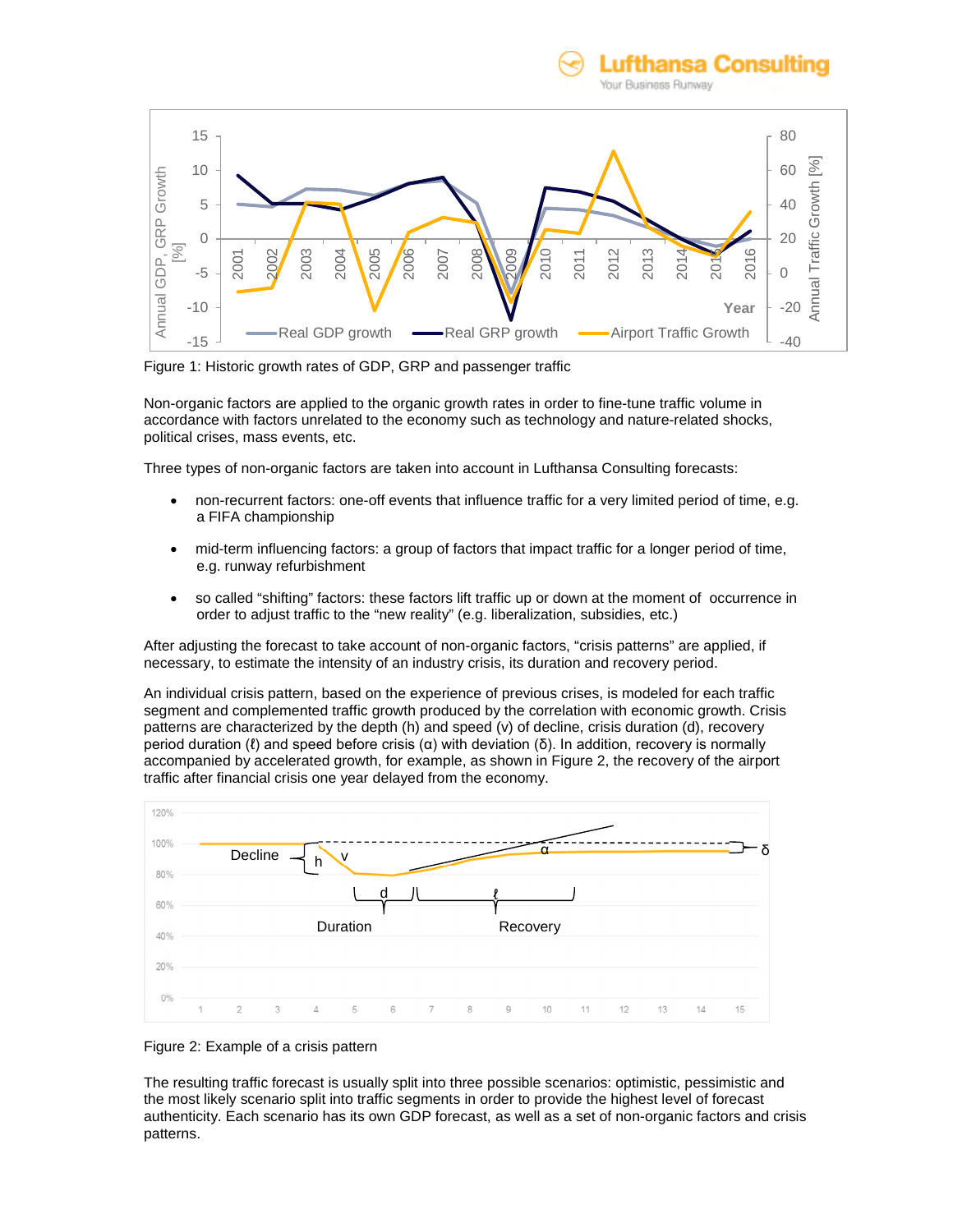15
10
5
0
-5
-10
-15
Annual GDP, GRP Growth [%]
2001
2002
2003
2004
2005
2006
2007
2008
2009
2010
2011
2012
2013
2014
2015
2016
Year
80
60
40
20
0
-20
-40
Annual Traffic Growth [%]
Real GDP growth
Real GRP growth
Airport Traffic Growth

Figure 1: Historic growth rates of GDP, GRP and passenger traffic

Non-organic factors are applied to the organic growth rates in order to fine-tune traffic volume in accordance with factors unrelated to the economy such as technology and nature-related shocks, political crises, mass events, etc.

Three types of non-organic factors are taken into account in Lufthansa Consulting forecasts:

- non-recurrent factors: one-off events that influence traffic for a very limited period of time, e.g. a FIFA championship
- mid-term influencing factors: a group of factors that impact traffic for a longer period of time, e.g. runway refurbishment
- so called "shifting" factors: these factors lift traffic up or down at the moment of occurrence in order to adjust traffic to the "new reality" (e.g. liberalization, subsidies, etc.)

After adjusting the forecast to take account of non-organic factors, "crisis patterns" are applied, if necessary, to estimate the intensity of an industry crisis, its duration and recovery period.

An individual crisis pattern, based on the experience of previous crises, is modeled for each traffic segment and complemented traffic growth produced by the correlation with economic growth. Crisis patterns are characterized by the depth (h) and speed (v) of decline, crisis duration (d), recovery period duration (ℓ) and speed before crisis (α) with deviation (δ). In addition, recovery is normally accompanied by accelerated growth, for example, as shown in Figure 2, the recovery of the airport traffic after financial crisis one year delayed from the economy.

120%
100%
80%
60%
40%
20%
0%
1 2 3 4 5 6 7 8 9 10 11 12 13 14 15
Decline
h
v
d
ℓ
α
δ
Duration
Recovery

Figure 2: Example of a crisis pattern

The resulting traffic forecast is usually split into three possible scenarios: optimistic, pessimistic and the most likely scenario split into traffic segments in order to provide the highest level of forecast authenticity. Each scenario has its own GDP forecast, as well as a set of non-organic factors and crisis patterns.